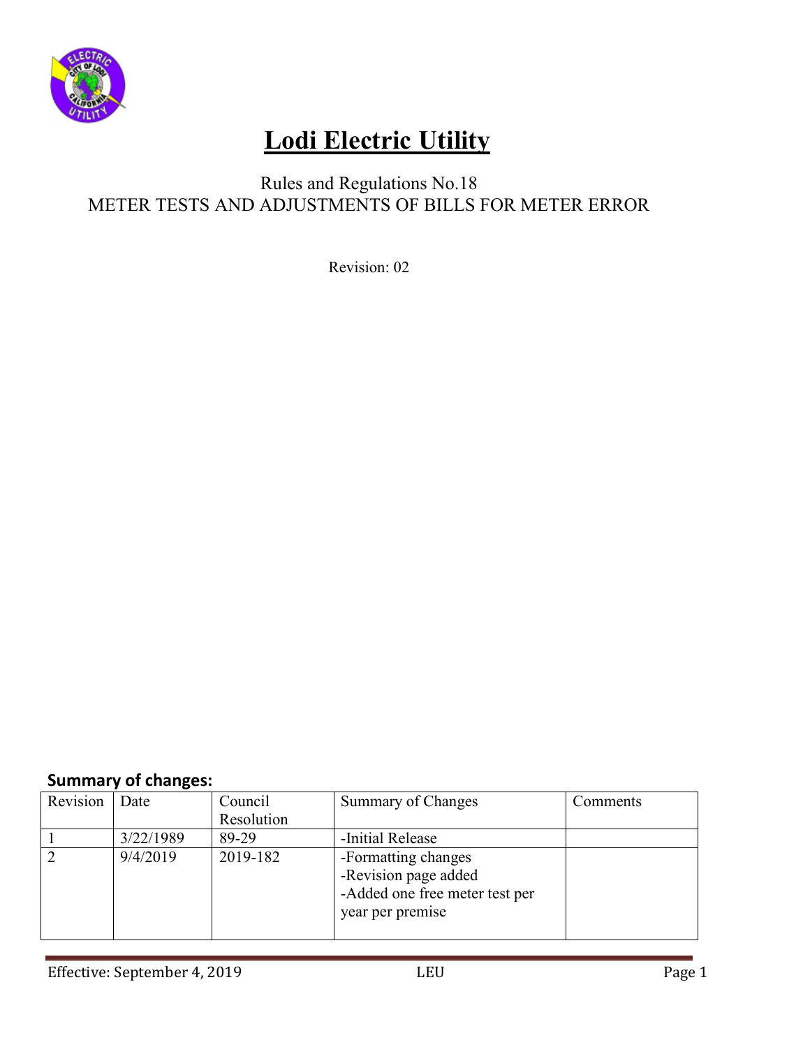# Lodi Electric Utility

Rules and Regulations No.18
METER TESTS AND ADJUSTMENTS OF BILLS FOR METER ERROR

Revision: 02

**Summary of changes:**

| Revision | Date | Council Resolution | Summary of Changes | Comments |
|---|---|---|---|---|
| 1 | 3/22/1989 | 89-29 | -Initial Release | |
| 2 | 9/4/2019 | 2019-182 | -Formatting changes<br>-Revision page added<br>-Added one free meter test per year per premise | |

Effective: September 4, 2019 LEU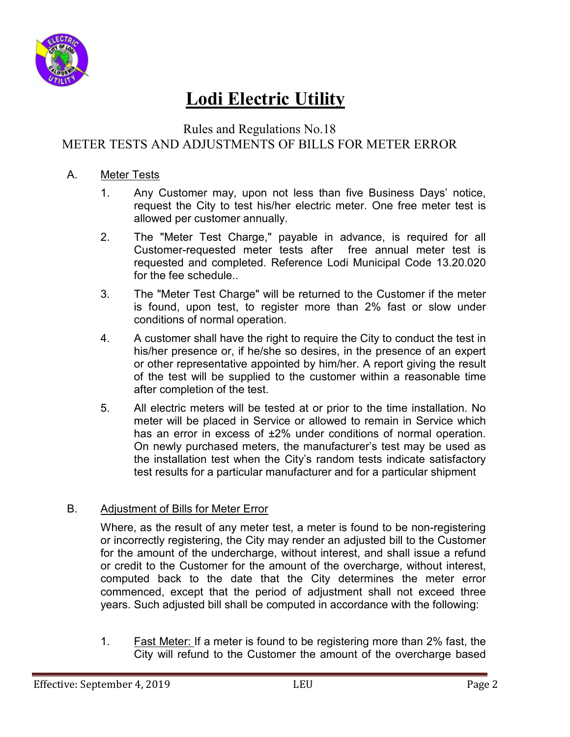# Lodi Electric Utility

Rules and Regulations No.18
METER TESTS AND ADJUSTMENTS OF BILLS FOR METER ERROR

A. Meter Tests

1. Any Customer may, upon not less than five Business Days' notice, request the City to test his/her electric meter. One free meter test is allowed per customer annually.

2. The "Meter Test Charge," payable in advance, is required for all Customer-requested meter tests after free annual meter test is requested and completed. Reference Lodi Municipal Code 13.20.020 for the fee schedule..

3. The "Meter Test Charge" will be returned to the Customer if the meter is found, upon test, to register more than 2% fast or slow under conditions of normal operation.

4. A customer shall have the right to require the City to conduct the test in his/her presence or, if he/she so desires, in the presence of an expert or other representative appointed by him/her. A report giving the result of the test will be supplied to the customer within a reasonable time after completion of the test.

5. All electric meters will be tested at or prior to the time installation. No meter will be placed in Service or allowed to remain in Service which has an error in excess of ±2% under conditions of normal operation. On newly purchased meters, the manufacturer's test may be used as the installation test when the City's random tests indicate satisfactory test results for a particular manufacturer and for a particular shipment

B. Adjustment of Bills for Meter Error

Where, as the result of any meter test, a meter is found to be non-registering or incorrectly registering, the City may render an adjusted bill to the Customer for the amount of the undercharge, without interest, and shall issue a refund or credit to the Customer for the amount of the overcharge, without interest, computed back to the date that the City determines the meter error commenced, except that the period of adjustment shall not exceed three years. Such adjusted bill shall be computed in accordance with the following:

1. Fast Meter: If a meter is found to be registering more than 2% fast, the City will refund to the Customer the amount of the overcharge based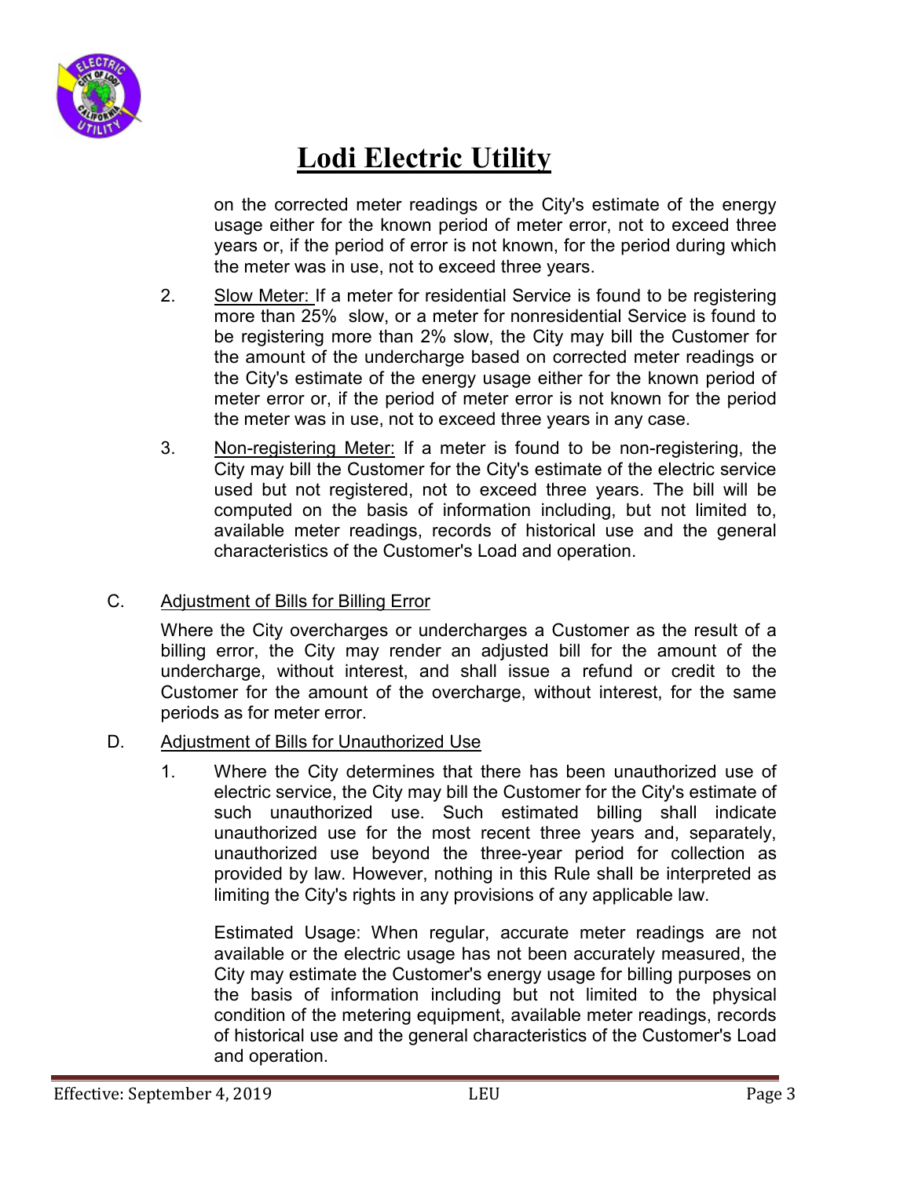on the corrected meter readings or the City's estimate of the energy usage either for the known period of meter error, not to exceed three years or, if the period of error is not known, for the period during which the meter was in use, not to exceed three years.

2. Slow Meter: If a meter for residential Service is found to be registering more than 25% slow, or a meter for nonresidential Service is found to be registering more than 2% slow, the City may bill the Customer for the amount of the undercharge based on corrected meter readings or the City's estimate of the energy usage either for the known period of meter error or, if the period of meter error is not known for the period the meter was in use, not to exceed three years in any case.

3. Non-registering Meter: If a meter is found to be non-registering, the City may bill the Customer for the City's estimate of the electric service used but not registered, not to exceed three years. The bill will be computed on the basis of information including, but not limited to, available meter readings, records of historical use and the general characteristics of the Customer's Load and operation.

C. Adjustment of Bills for Billing Error

Where the City overcharges or undercharges a Customer as the result of a billing error, the City may render an adjusted bill for the amount of the undercharge, without interest, and shall issue a refund or credit to the Customer for the amount of the overcharge, without interest, for the same periods as for meter error.

D. Adjustment of Bills for Unauthorized Use

1. Where the City determines that there has been unauthorized use of electric service, the City may bill the Customer for the City's estimate of such unauthorized use. Such estimated billing shall indicate unauthorized use for the most recent three years and, separately, unauthorized use beyond the three-year period for collection as provided by law. However, nothing in this Rule shall be interpreted as limiting the City's rights in any provisions of any applicable law.

   Estimated Usage: When regular, accurate meter readings are not available or the electric usage has not been accurately measured, the City may estimate the Customer's energy usage for billing purposes on the basis of information including but not limited to the physical condition of the metering equipment, available meter readings, records of historical use and the general characteristics of the Customer's Load and operation.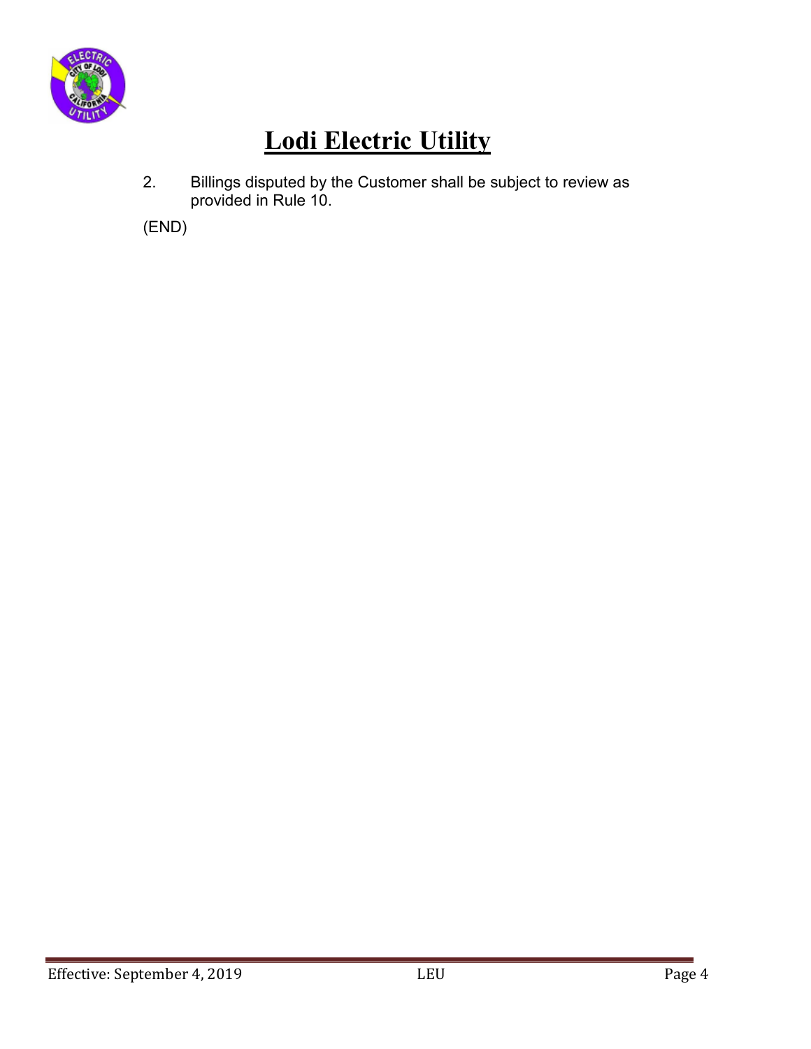# Lodi Electric Utility

2. Billings disputed by the Customer shall be subject to review as provided in Rule 10.

(END)